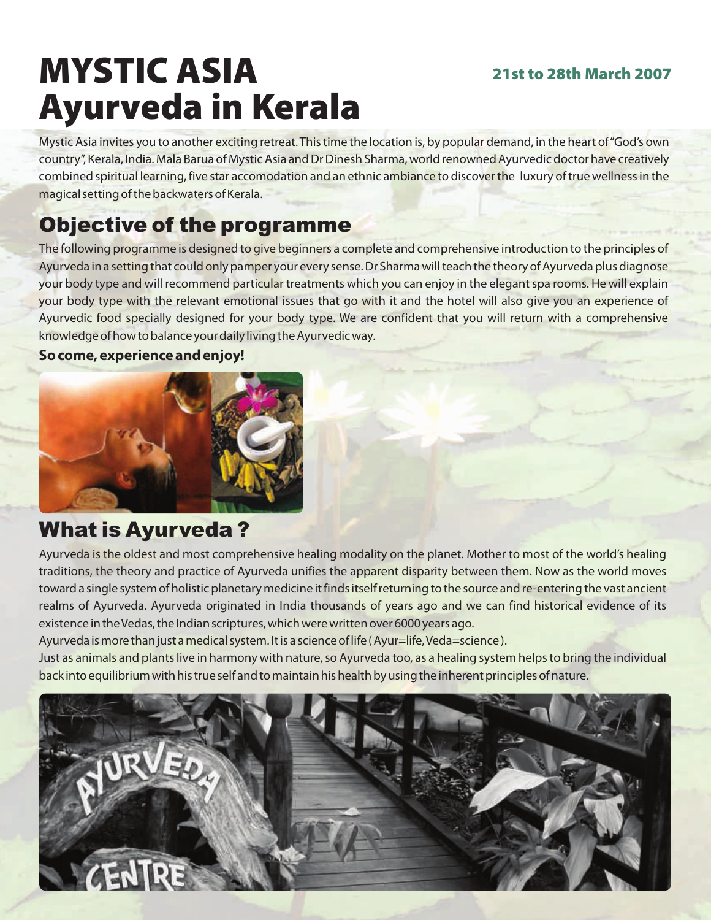# MYSTIC ASIA
# Ayurveda in Kerala

**21st to 28th March 2007**

Mystic Asia invites you to another exciting retreat. This time the location is, by popular demand, in the heart of "God's own country", Kerala, India. Mala Barua of Mystic Asia and Dr Dinesh Sharma, world renowned Ayurvedic doctor have creatively combined spiritual learning, five star accomodation and an ethnic ambiance to discover the luxury of true wellness in the magical setting of the backwaters of Kerala.

## Objective of the programme

The following programme is designed to give beginners a complete and comprehensive introduction to the principles of Ayurveda in a setting that could only pamper your every sense. Dr Sharma will teach the theory of Ayurveda plus diagnose your body type and will recommend particular treatments which you can enjoy in the elegant spa rooms. He will explain your body type with the relevant emotional issues that go with it and the hotel will also give you an experience of Ayurvedic food specially designed for your body type. We are confident that you will return with a comprehensive knowledge of how to balance your daily living the Ayurvedic way.

**So come, experience and enjoy!**

## What is Ayurveda ?

Ayurveda is the oldest and most comprehensive healing modality on the planet. Mother to most of the world's healing traditions, the theory and practice of Ayurveda unifies the apparent disparity between them. Now as the world moves toward a single system of holistic planetary medicine it finds itself returning to the source and re-entering the vast ancient realms of Ayurveda. Ayurveda originated in India thousands of years ago and we can find historical evidence of its existence in the Vedas, the Indian scriptures, which were written over 6000 years ago.

Ayurveda is more than just a medical system. It is a science of life ( Ayur=life, Veda=science ).

Just as animals and plants live in harmony with nature, so Ayurveda too, as a healing system helps to bring the individual back into equilibrium with his true self and to maintain his health by using the inherent principles of nature.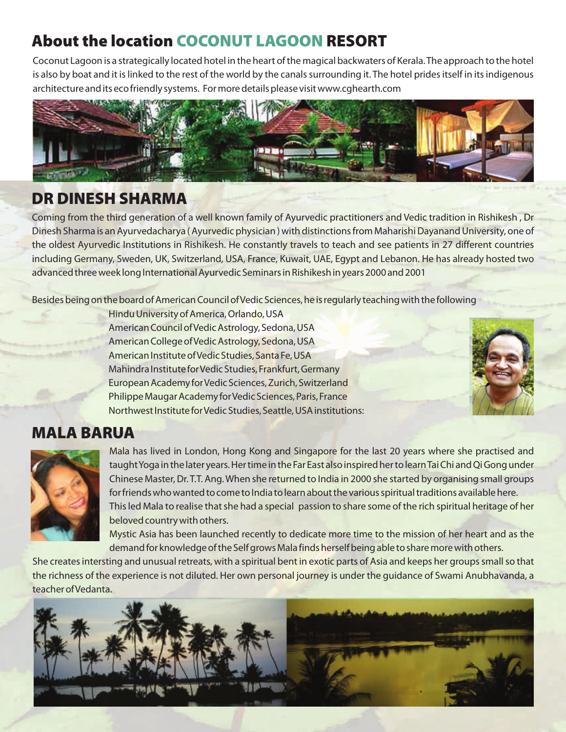## About the location COCONUT LAGOON RESORT

Coconut Lagoon is a strategically located hotel in the heart of the magical backwaters of Kerala. The approach to the hotel is also by boat and it is linked to the rest of the world by the canals surrounding it. The hotel prides itself in its indigenous architecture and its eco friendly systems. For more details please visit www.cghearth.com

## DR DINESH SHARMA

Coming from the third generation of a well known family of Ayurvedic practitioners and Vedic tradition in Rishikesh , Dr Dinesh Sharma is an Ayurvedacharya ( Ayurvedic physician ) with distinctions from Maharishi Dayanand University, one of the oldest Ayurvedic Institutions in Rishikesh. He constantly travels to teach and see patients in 27 different countries including Germany, Sweden, UK, Switzerland, USA, France, Kuwait, UAE, Egypt and Lebanon. He has already hosted two advanced three week long International Ayurvedic Seminars in Rishikesh in years 2000 and 2001

Besides being on the board of American Council of Vedic Sciences, he is regularly teaching with the following

Hindu University of America, Orlando, USA
American Council of Vedic Astrology, Sedona, USA
American College of Vedic Astrology, Sedona, USA
American Institute of Vedic Studies, Santa Fe, USA
Mahindra Institute for Vedic Studies, Frankfurt, Germany
European Academy for Vedic Sciences, Zurich, Switzerland
Philippe Maugar Academy for Vedic Sciences, Paris, France
Northwest Institute for Vedic Studies, Seattle, USA institutions:

## MALA BARUA

Mala has lived in London, Hong Kong and Singapore for the last 20 years where she practised and taught Yoga in the later years. Her time in the Far East also inspired her to learn Tai Chi and Qi Gong under Chinese Master, Dr. T.T. Ang. When she returned to India in 2000 she started by organising small groups for friends who wanted to come to India to learn about the various spiritual traditions available here. This led Mala to realise that she had a special passion to share some of the rich spiritual heritage of her beloved country with others.

Mystic Asia has been launched recently to dedicate more time to the mission of her heart and as the demand for knowledge of the Self grows Mala finds herself being able to share more with others.

She creates intersting and unusual retreats, with a spiritual bent in exotic parts of Asia and keeps her groups small so that the richness of the experience is not diluted. Her own personal journey is under the guidance of Swami Anubhavanda, a teacher of Vedanta.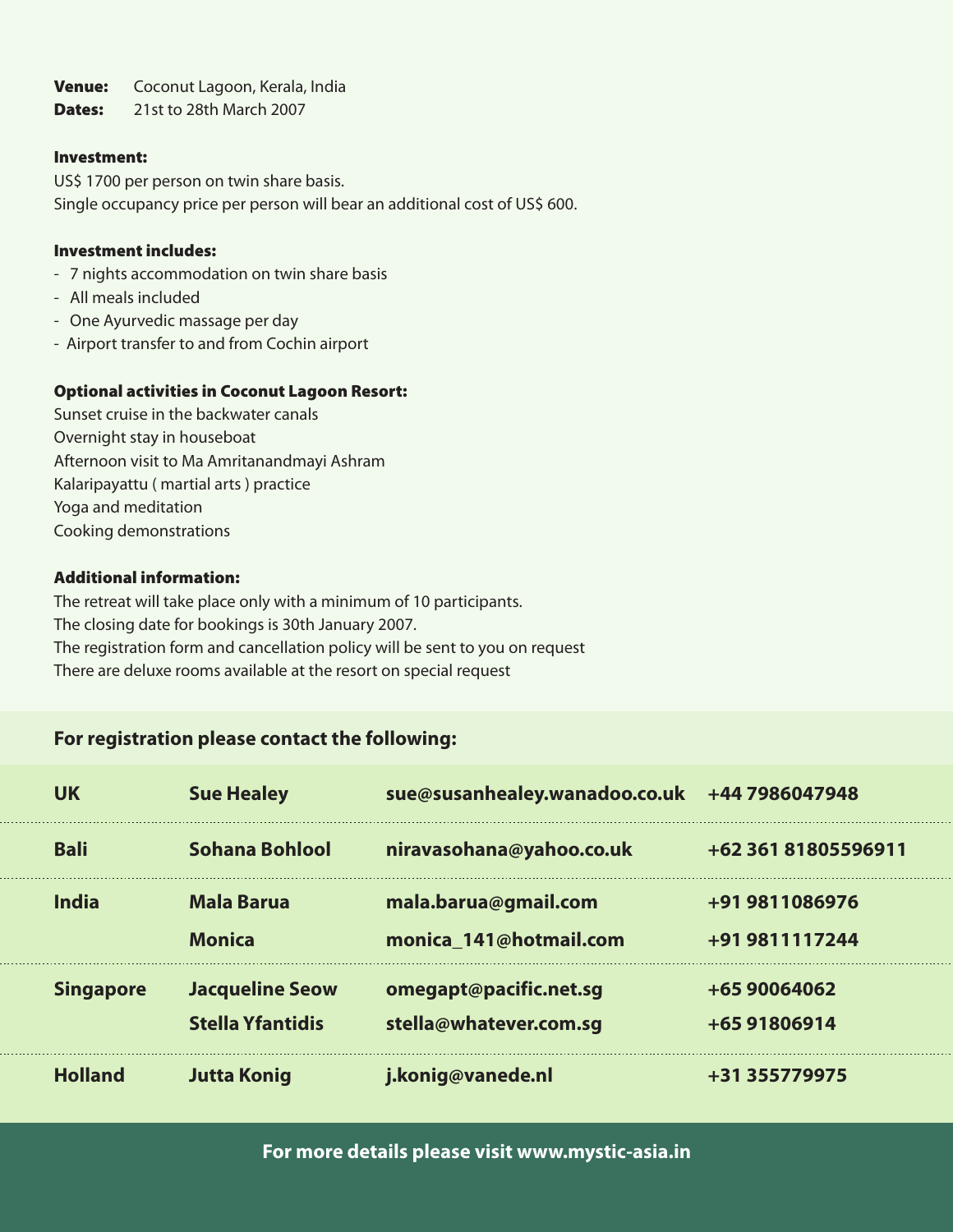**Venue:** Coconut Lagoon, Kerala, India
**Dates:** 21st to 28th March 2007

### Investment:

US$ 1700 per person on twin share basis.
Single occupancy price per person will bear an additional cost of US$ 600.

### Investment includes:

- 7 nights accommodation on twin share basis
- All meals included
- One Ayurvedic massage per day
- Airport transfer to and from Cochin airport

### Optional activities in Coconut Lagoon Resort:

Sunset cruise in the backwater canals
Overnight stay in houseboat
Afternoon visit to Ma Amritanandmayi Ashram
Kalaripayattu ( martial arts ) practice
Yoga and meditation
Cooking demonstrations

### Additional information:

The retreat will take place only with a minimum of 10 participants.
The closing date for bookings is 30th January 2007.
The registration form and cancellation policy will be sent to you on request
There are deluxe rooms available at the resort on special request

## For registration please contact the following:

| | | | |
|---|---|---|---|
| **UK** | **Sue Healey** | **sue@susanhealey.wanadoo.co.uk** | **+44 7986047948** |
| **Bali** | **Sohana Bohlool** | **niravasohana@yahoo.co.uk** | **+62 361 81805596911** |
| **India** | **Mala Barua** | **mala.barua@gmail.com** | **+91 9811086976** |
| | **Monica** | **monica_141@hotmail.com** | **+91 9811117244** |
| **Singapore** | **Jacqueline Seow** | **omegapt@pacific.net.sg** | **+65 90064062** |
| | **Stella Yfantidis** | **stella@whatever.com.sg** | **+65 91806914** |
| **Holland** | **Jutta Konig** | **j.konig@vanede.nl** | **+31 355779975** |

**For more details please visit www.mystic-asia.in**